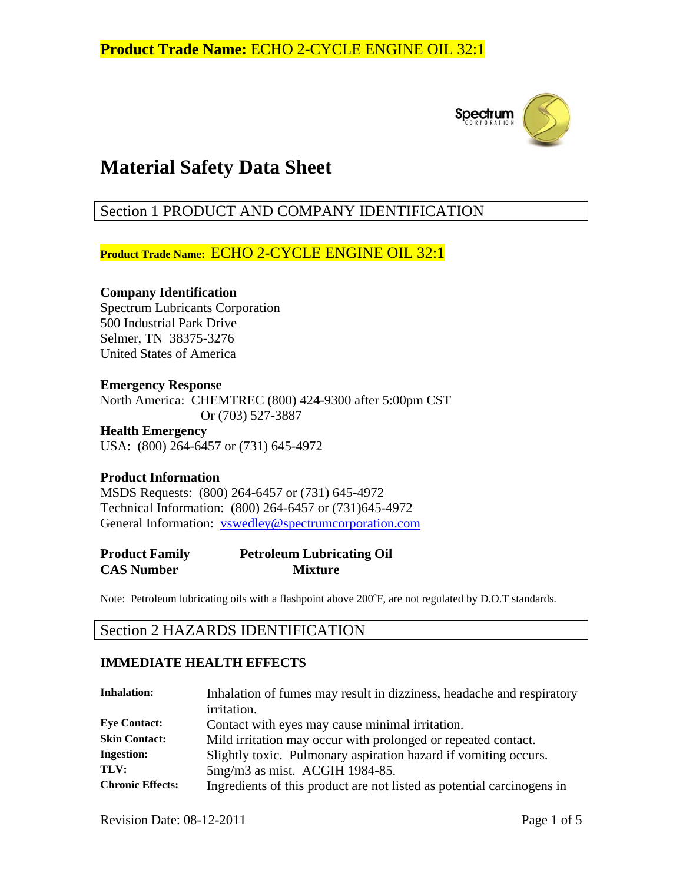**Product Trade Name:** ECHO 2-CYCLE ENGINE OIL 32:1

# Material Safety Data Sheet

## Section 1 PRODUCT AND COMPANY IDENTIFICATION

**Product Trade Name:** ECHO 2-CYCLE ENGINE OIL 32:1

**Company Identification**
Spectrum Lubricants Corporation
500 Industrial Park Drive
Selmer, TN 38375-3276
United States of America

**Emergency Response**
North America: CHEMTREC (800) 424-9300 after 5:00pm CST
Or (703) 527-3887

**Health Emergency**
USA: (800) 264-6457 or (731) 645-4972

**Product Information**
MSDS Requests: (800) 264-6457 or (731) 645-4972
Technical Information: (800) 264-6457 or (731)645-4972
General Information: vswedley@spectrumcorporation.com

| **Product Family** | **Petroleum Lubricating Oil** |
|---|---|
| **CAS Number** | **Mixture** |

Note: Petroleum lubricating oils with a flashpoint above 200°F, are not regulated by D.O.T standards.

## Section 2 HAZARDS IDENTIFICATION

### IMMEDIATE HEALTH EFFECTS

| | |
|---|---|
| **Inhalation:** | Inhalation of fumes may result in dizziness, headache and respiratory irritation. |
| **Eye Contact:** | Contact with eyes may cause minimal irritation. |
| **Skin Contact:** | Mild irritation may occur with prolonged or repeated contact. |
| **Ingestion:** | Slightly toxic. Pulmonary aspiration hazard if vomiting occurs. |
| **TLV:** | 5mg/m3 as mist. ACGIH 1984-85. |
| **Chronic Effects:** | Ingredients of this product are not listed as potential carcinogens in |

Revision Date: 08-12-2011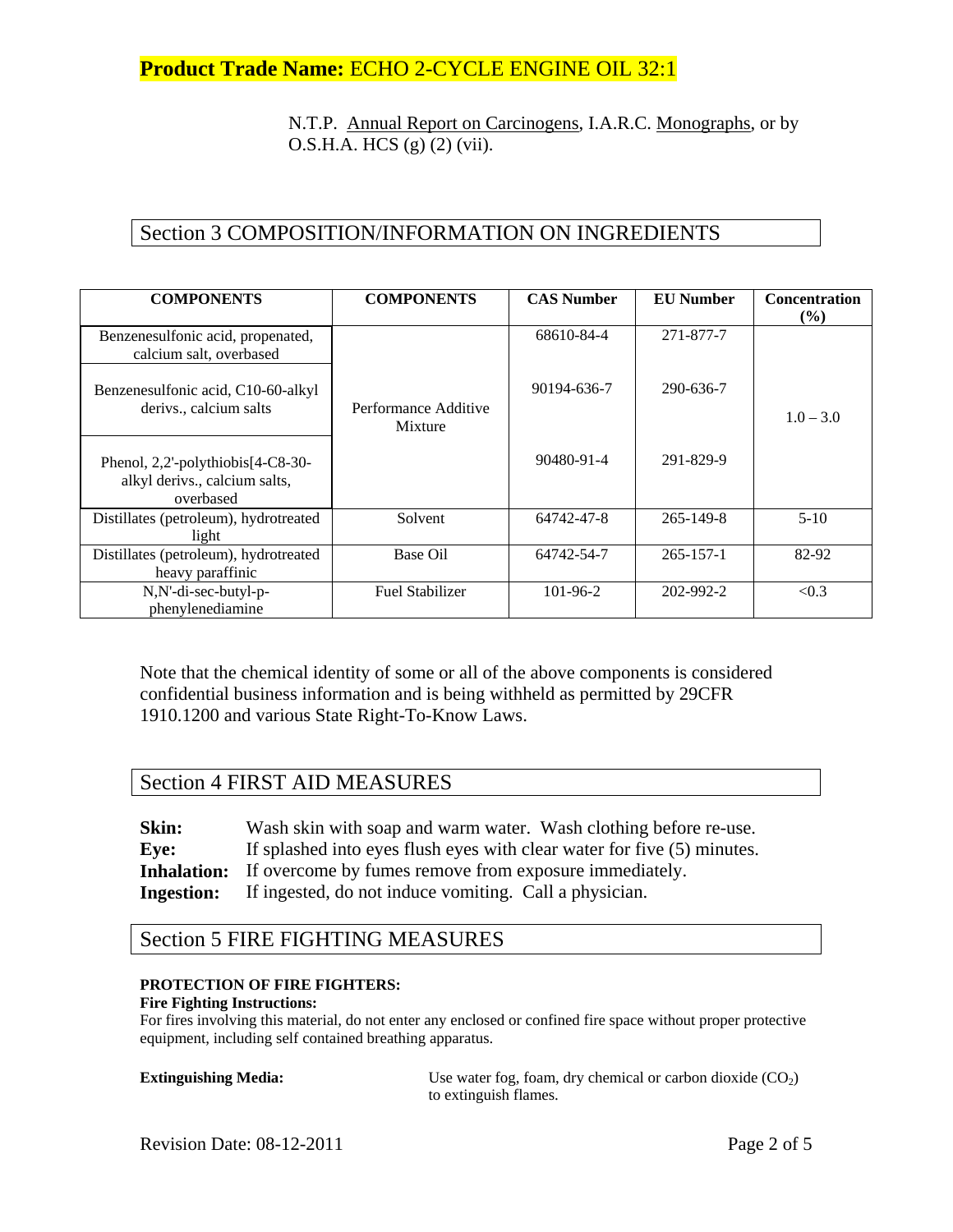**Product Trade Name:** ECHO 2-CYCLE ENGINE OIL 32:1

N.T.P. Annual Report on Carcinogens, I.A.R.C. Monographs, or by O.S.H.A. HCS (g) (2) (vii).

## Section 3 COMPOSITION/INFORMATION ON INGREDIENTS

| COMPONENTS | COMPONENTS | CAS Number | EU Number | Concentration (%) |
|---|---|---|---|---|
| Benzenesulfonic acid, propenated, calcium salt, overbased | Performance Additive Mixture | 68610-84-4 | 271-877-7 | 1.0 – 3.0 |
| Benzenesulfonic acid, C10-60-alkyl derivs., calcium salts | | 90194-636-7 | 290-636-7 | |
| Phenol, 2,2'-polythiobis[4-C8-30-alkyl derivs., calcium salts, overbased | | 90480-91-4 | 291-829-9 | |
| Distillates (petroleum), hydrotreated light | Solvent | 64742-47-8 | 265-149-8 | 5-10 |
| Distillates (petroleum), hydrotreated heavy paraffinic | Base Oil | 64742-54-7 | 265-157-1 | 82-92 |
| N,N'-di-sec-butyl-p-phenylenediamine | Fuel Stabilizer | 101-96-2 | 202-992-2 | <0.3 |

Note that the chemical identity of some or all of the above components is considered confidential business information and is being withheld as permitted by 29CFR 1910.1200 and various State Right-To-Know Laws.

## Section 4 FIRST AID MEASURES

**Skin:** Wash skin with soap and warm water. Wash clothing before re-use.
**Eye:** If splashed into eyes flush eyes with clear water for five (5) minutes.
**Inhalation:** If overcome by fumes remove from exposure immediately.
**Ingestion:** If ingested, do not induce vomiting. Call a physician.

## Section 5 FIRE FIGHTING MEASURES

**PROTECTION OF FIRE FIGHTERS:**

**Fire Fighting Instructions:**
For fires involving this material, do not enter any enclosed or confined fire space without proper protective equipment, including self contained breathing apparatus.

**Extinguishing Media:** Use water fog, foam, dry chemical or carbon dioxide ($CO_2$) to extinguish flames.

Revision Date: 08-12-2011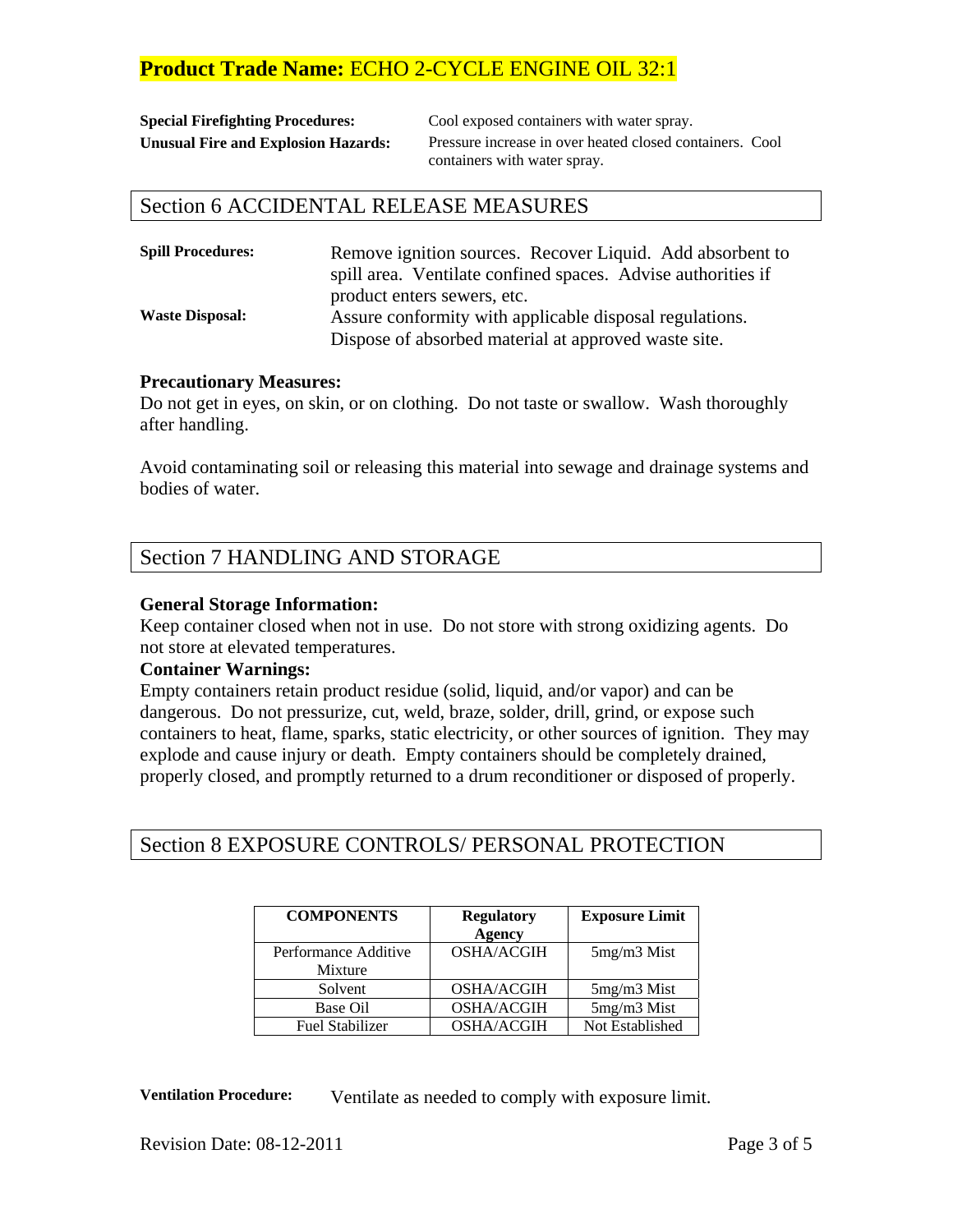**Product Trade Name:** ECHO 2-CYCLE ENGINE OIL 32:1

**Special Firefighting Procedures:** Cool exposed containers with water spray.

**Unusual Fire and Explosion Hazards:** Pressure increase in over heated closed containers. Cool containers with water spray.

## Section 6 ACCIDENTAL RELEASE MEASURES

**Spill Procedures:** Remove ignition sources. Recover Liquid. Add absorbent to spill area. Ventilate confined spaces. Advise authorities if product enters sewers, etc.

**Waste Disposal:** Assure conformity with applicable disposal regulations. Dispose of absorbed material at approved waste site.

**Precautionary Measures:**
Do not get in eyes, on skin, or on clothing. Do not taste or swallow. Wash thoroughly after handling.

Avoid contaminating soil or releasing this material into sewage and drainage systems and bodies of water.

## Section 7 HANDLING AND STORAGE

**General Storage Information:**
Keep container closed when not in use. Do not store with strong oxidizing agents. Do not store at elevated temperatures.

**Container Warnings:**
Empty containers retain product residue (solid, liquid, and/or vapor) and can be dangerous. Do not pressurize, cut, weld, braze, solder, drill, grind, or expose such containers to heat, flame, sparks, static electricity, or other sources of ignition. They may explode and cause injury or death. Empty containers should be completely drained, properly closed, and promptly returned to a drum reconditioner or disposed of properly.

## Section 8 EXPOSURE CONTROLS/ PERSONAL PROTECTION

| COMPONENTS | Regulatory Agency | Exposure Limit |
|---|---|---|
| Performance Additive Mixture | OSHA/ACGIH | 5mg/m3 Mist |
| Solvent | OSHA/ACGIH | 5mg/m3 Mist |
| Base Oil | OSHA/ACGIH | 5mg/m3 Mist |
| Fuel Stabilizer | OSHA/ACGIH | Not Established |

**Ventilation Procedure:** Ventilate as needed to comply with exposure limit.

Revision Date: 08-12-2011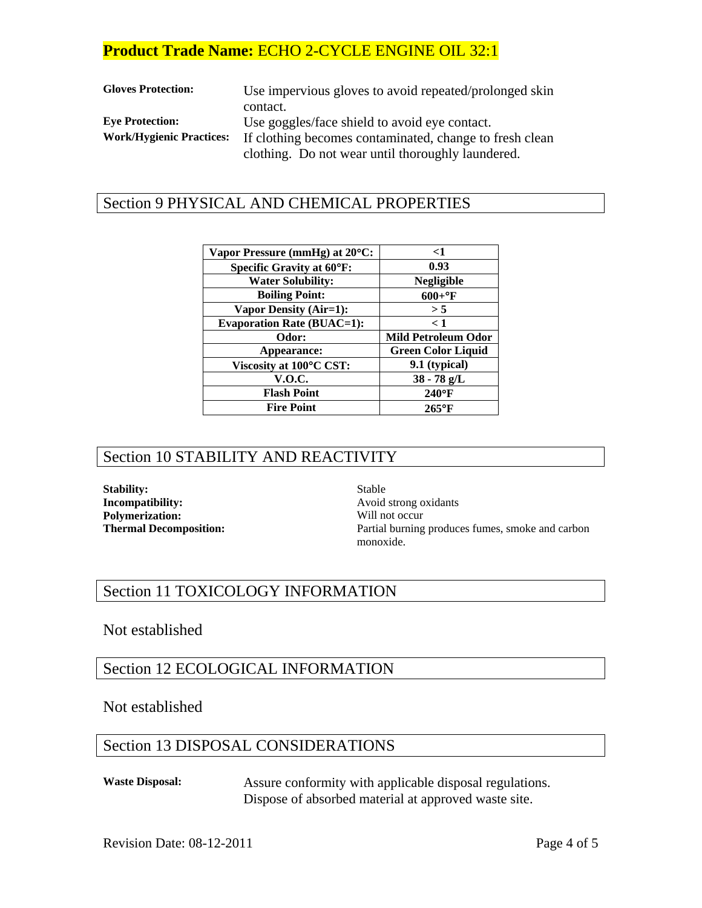**Product Trade Name:** ECHO 2-CYCLE ENGINE OIL 32:1

**Gloves Protection:** Use impervious gloves to avoid repeated/prolonged skin contact.

**Eye Protection:** Use goggles/face shield to avoid eye contact.

**Work/Hygienic Practices:** If clothing becomes contaminated, change to fresh clean clothing. Do not wear until thoroughly laundered.

## Section 9 PHYSICAL AND CHEMICAL PROPERTIES

| Property | Value |
|---|---|
| **Vapor Pressure (mmHg) at 20°C:** | **<1** |
| **Specific Gravity at 60°F:** | **0.93** |
| **Water Solubility:** | **Negligible** |
| **Boiling Point:** | **600+°F** |
| **Vapor Density (Air=1):** | **> 5** |
| **Evaporation Rate (BUAC=1):** | **< 1** |
| **Odor:** | **Mild Petroleum Odor** |
| **Appearance:** | **Green Color Liquid** |
| **Viscosity at 100°C CST:** | **9.1 (typical)** |
| **V.O.C.** | **38 - 78 g/L** |
| **Flash Point** | **240°F** |
| **Fire Point** | **265°F** |

## Section 10 STABILITY AND REACTIVITY

**Stability:** Stable

**Incompatibility:** Avoid strong oxidants

**Polymerization:** Will not occur

**Thermal Decomposition:** Partial burning produces fumes, smoke and carbon monoxide.

## Section 11 TOXICOLOGY INFORMATION

Not established

## Section 12 ECOLOGICAL INFORMATION

Not established

## Section 13 DISPOSAL CONSIDERATIONS

**Waste Disposal:** Assure conformity with applicable disposal regulations. Dispose of absorbed material at approved waste site.

Revision Date: 08-12-2011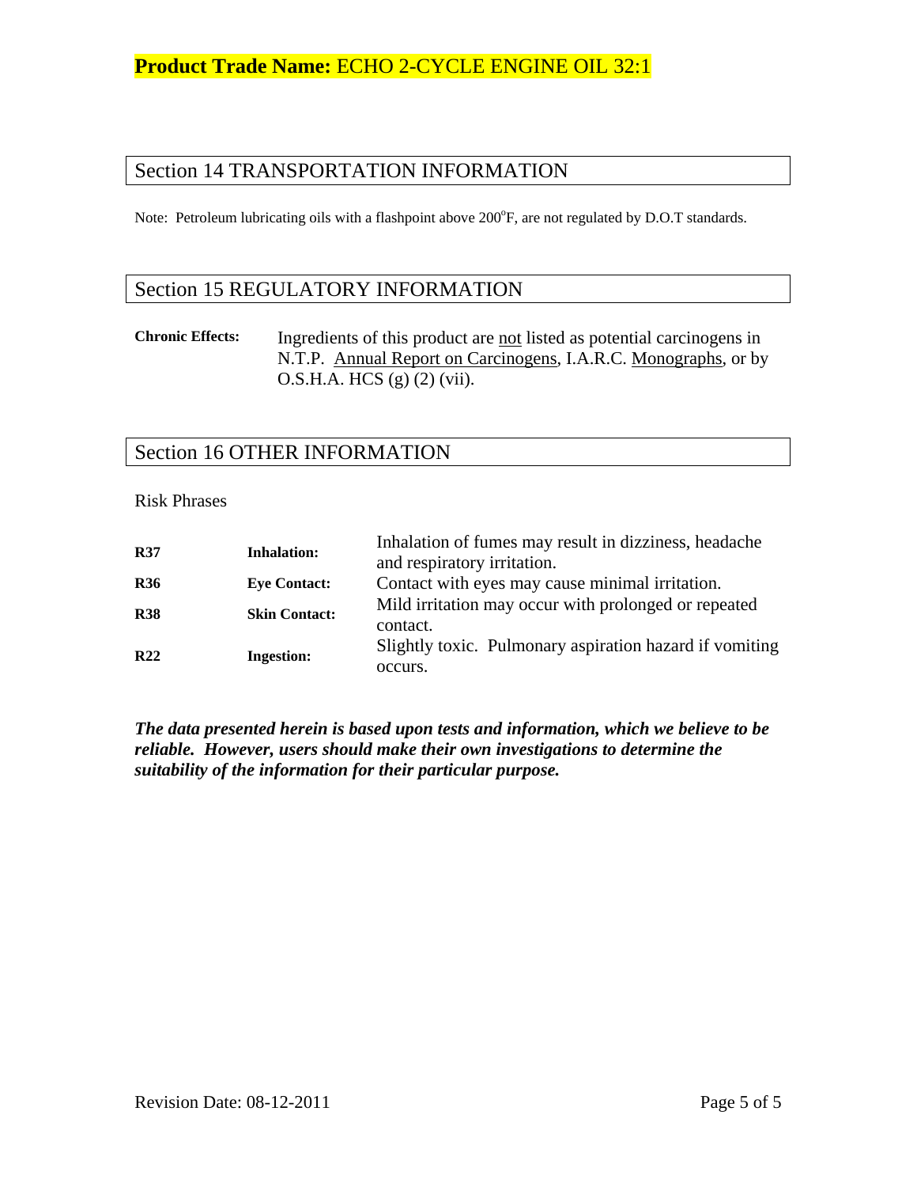**Product Trade Name:** ECHO 2-CYCLE ENGINE OIL 32:1

## Section 14 TRANSPORTATION INFORMATION

Note: Petroleum lubricating oils with a flashpoint above 200°F, are not regulated by D.O.T standards.

## Section 15 REGULATORY INFORMATION

**Chronic Effects:** Ingredients of this product are not listed as potential carcinogens in N.T.P. Annual Report on Carcinogens, I.A.R.C. Monographs, or by O.S.H.A. HCS (g) (2) (vii).

## Section 16 OTHER INFORMATION

Risk Phrases

| | | |
|---|---|---|
| **R37** | **Inhalation:** | Inhalation of fumes may result in dizziness, headache and respiratory irritation. |
| **R36** | **Eye Contact:** | Contact with eyes may cause minimal irritation. |
| **R38** | **Skin Contact:** | Mild irritation may occur with prolonged or repeated contact. |
| **R22** | **Ingestion:** | Slightly toxic. Pulmonary aspiration hazard if vomiting occurs. |

***The data presented herein is based upon tests and information, which we believe to be reliable. However, users should make their own investigations to determine the suitability of the information for their particular purpose.***

Revision Date: 08-12-2011